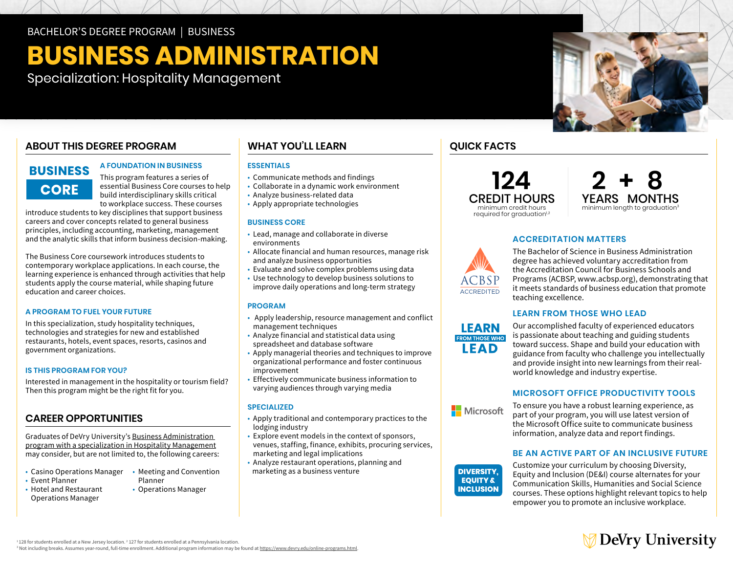BACHELOR'S DEGREE PROGRAM | BUSINESS

# BUSINESS ADMINISTRATION

Specialization: Hospitality Management

## ABOUT THIS DEGREE PROGRAM

**BUSINESS CORE**

### A FOUNDATION IN BUSINESS

This program features a series of essential Business Core courses to help build interdisciplinary skills critical to workplace success. These courses introduce students to key disciplines that support business careers and cover concepts related to general business principles, including accounting, marketing, management and the analytic skills that inform business decision-making.

The Business Core coursework introduces students to contemporary workplace applications. In each course, the learning experience is enhanced through activities that help students apply the course material, while shaping future education and career choices.

### A PROGRAM TO FUEL YOUR FUTURE

In this specialization, study hospitality techniques, technologies and strategies for new and established restaurants, hotels, event spaces, resorts, casinos and government organizations.

### IS THIS PROGRAM FOR YOU?

Interested in management in the hospitality or tourism field? Then this program might be the right fit for you.

## CAREER OPPORTUNITIES

Graduates of DeVry University's Business Administration program with a specialization in Hospitality Management may consider, but are not limited to, the following careers:

- Casino Operations Manager
- Event Planner
- Hotel and Restaurant Operations Manager
- Meeting and Convention Planner
- Operations Manager

## WHAT YOU'LL LEARN

### ESSENTIALS

- Communicate methods and findings
- Collaborate in a dynamic work environment
- Analyze business-related data
- Apply appropriate technologies

### BUSINESS CORE

- Lead, manage and collaborate in diverse environments
- Allocate financial and human resources, manage risk and analyze business opportunities
- Evaluate and solve complex problems using data
- Use technology to develop business solutions to improve daily operations and long-term strategy

### PROGRAM

- Apply leadership, resource management and conflict management techniques
- Analyze financial and statistical data using spreadsheet and database software
- Apply managerial theories and techniques to improve organizational performance and foster continuous improvement
- Effectively communicate business information to varying audiences through varying media

### SPECIALIZED

- Apply traditional and contemporary practices to the lodging industry
- Explore event models in the context of sponsors, venues, staffing, finance, exhibits, procuring services, marketing and legal implications
- Analyze restaurant operations, planning and marketing as a business venture

## QUICK FACTS

**124** CREDIT HOURS
minimum credit hours required for graduation[1,2]

**2 + 8** YEARS MONTHS
minimum length to graduation[3]

ACBSP ACCREDITED

### ACCREDITATION MATTERS

The Bachelor of Science in Business Administration degree has achieved voluntary accreditation from the Accreditation Council for Business Schools and Programs (ACBSP, www.acbsp.org), demonstrating that it meets standards of business education that promote teaching excellence.

LEARN FROM THOSE WHO LEAD

### LEARN FROM THOSE WHO LEAD

Our accomplished faculty of experienced educators is passionate about teaching and guiding students toward success. Shape and build your education with guidance from faculty who challenge you intellectually and provide insight into new learnings from their real-world knowledge and industry expertise.

Microsoft

### MICROSOFT OFFICE PRODUCTIVITY TOOLS

To ensure you have a robust learning experience, as part of your program, you will use latest version of the Microsoft Office suite to communicate business information, analyze data and report findings.

DIVERSITY, EQUITY & INCLUSION

### BE AN ACTIVE PART OF AN INCLUSIVE FUTURE

Customize your curriculum by choosing Diversity, Equity and Inclusion (DE&I) course alternates for your Communication Skills, Humanities and Social Science courses. These options highlight relevant topics to help empower you to promote an inclusive workplace.

[1] 128 for students enrolled at a New Jersey location. [2] 127 for students enrolled at a Pennsylvania location.
[3] Not including breaks. Assumes year-round, full-time enrollment. Additional program information may be found at https://www.devry.edu/online-programs.html.

DeVry University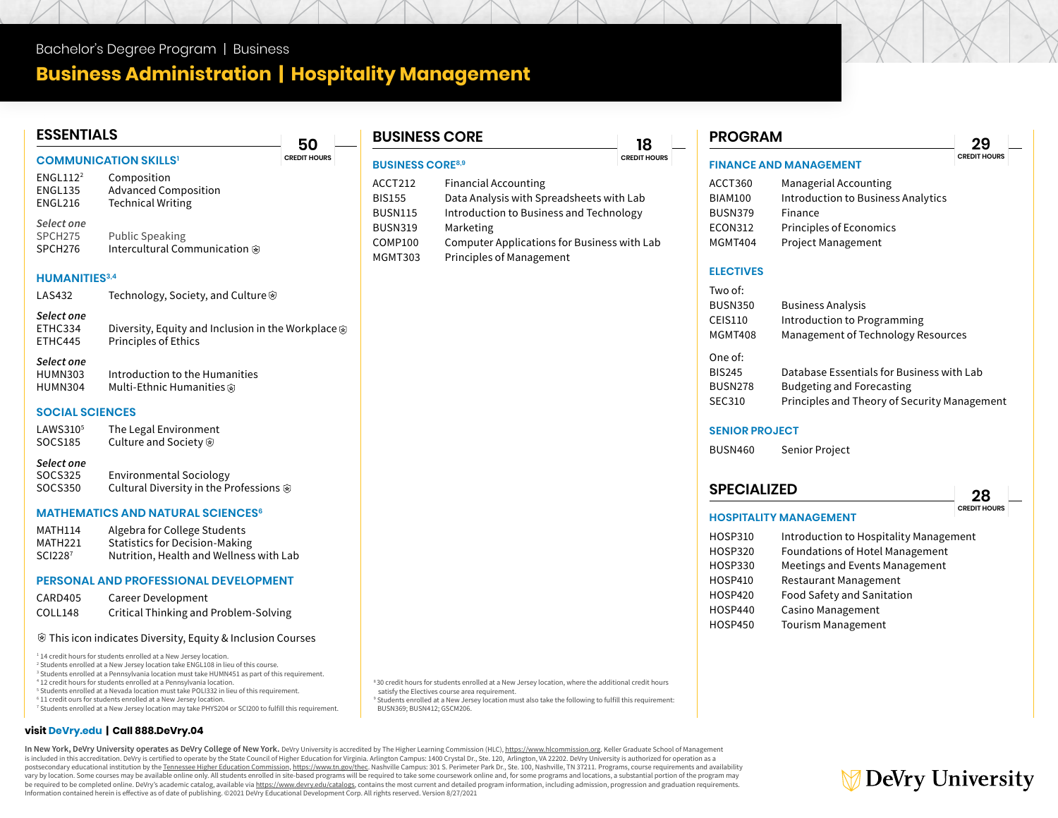Bachelor's Degree Program | Business

# Business Administration | Hospitality Management

## ESSENTIALS

**50** CREDIT HOURS

### COMMUNICATION SKILLS[1]

| | |
|---|---|
| ENGL112[2] | Composition |
| ENGL135 | Advanced Composition |
| ENGL216 | Technical Writing |

*Select one*

| | |
|---|---|
| SPCH275 | Public Speaking |
| SPCH276 | Intercultural Communication ⛉ |

### HUMANITIES[3,4]

| | |
|---|---|
| LAS432 | Technology, Society, and Culture ⛉ |

*Select one*

| | |
|---|---|
| ETHC334 | Diversity, Equity and Inclusion in the Workplace ⛉ |
| ETHC445 | Principles of Ethics |

*Select one*

| | |
|---|---|
| HUMN303 | Introduction to the Humanities |
| HUMN304 | Multi-Ethnic Humanities ⛉ |

### SOCIAL SCIENCES

| | |
|---|---|
| LAWS310[5] | The Legal Environment |
| SOCS185 | Culture and Society ⛉ |

*Select one*

| | |
|---|---|
| SOCS325 | Environmental Sociology |
| SOCS350 | Cultural Diversity in the Professions ⛉ |

### MATHEMATICS AND NATURAL SCIENCES[6]

| | |
|---|---|
| MATH114 | Algebra for College Students |
| MATH221 | Statistics for Decision-Making |
| SCI228[7] | Nutrition, Health and Wellness with Lab |

### PERSONAL AND PROFESSIONAL DEVELOPMENT

| | |
|---|---|
| CARD405 | Career Development |
| COLL148 | Critical Thinking and Problem-Solving |

⛉ This icon indicates Diversity, Equity & Inclusion Courses

[1] 14 credit hours for students enrolled at a New Jersey location.
[2] Students enrolled at a New Jersey location take ENGL108 in lieu of this course.
[3] Students enrolled at a Pennsylvania location must take HUMN451 as part of this requirement.
[4] 12 credit hours for students enrolled at a Pennsylvania location.
[5] Students enrolled at a Nevada location must take POLI332 in lieu of this requirement.
[6] 11 credit ours for students enrolled at a New Jersey location.
[7] Students enrolled at a New Jersey location may take PHYS204 or SCI200 to fulfill this requirement.

## BUSINESS CORE

**18** CREDIT HOURS

### BUSINESS CORE[8,9]

| | |
|---|---|
| ACCT212 | Financial Accounting |
| BIS155 | Data Analysis with Spreadsheets with Lab |
| BUSN115 | Introduction to Business and Technology |
| BUSN319 | Marketing |
| COMP100 | Computer Applications for Business with Lab |
| MGMT303 | Principles of Management |

[8] 30 credit hours for students enrolled at a New Jersey location, where the additional credit hours satisfy the Electives course area requirement.
[9] Students enrolled at a New Jersey location must also take the following to fulfill this requirement: BUSN369; BUSN412; GSCM206.

## PROGRAM

**29** CREDIT HOURS

### FINANCE AND MANAGEMENT

| | |
|---|---|
| ACCT360 | Managerial Accounting |
| BIAM100 | Introduction to Business Analytics |
| BUSN379 | Finance |
| ECON312 | Principles of Economics |
| MGMT404 | Project Management |

### ELECTIVES

Two of:

| | |
|---|---|
| BUSN350 | Business Analysis |
| CEIS110 | Introduction to Programming |
| MGMT408 | Management of Technology Resources |

One of:

| | |
|---|---|
| BIS245 | Database Essentials for Business with Lab |
| BUSN278 | Budgeting and Forecasting |
| SEC310 | Principles and Theory of Security Management |

### SENIOR PROJECT

| | |
|---|---|
| BUSN460 | Senior Project |

## SPECIALIZED

**28** CREDIT HOURS

### HOSPITALITY MANAGEMENT

| | |
|---|---|
| HOSP310 | Introduction to Hospitality Management |
| HOSP320 | Foundations of Hotel Management |
| HOSP330 | Meetings and Events Management |
| HOSP410 | Restaurant Management |
| HOSP420 | Food Safety and Sanitation |
| HOSP440 | Casino Management |
| HOSP450 | Tourism Management |

**visit DeVry.edu | Call 888.DeVry.04**

**In New York, DeVry University operates as DeVry College of New York.** DeVry University is accredited by The Higher Learning Commission (HLC), https://www.hlcommission.org. Keller Graduate School of Management is included in this accreditation. DeVry is certified to operate by the State Council of Higher Education for Virginia. Arlington Campus: 1400 Crystal Dr., Ste. 120, Arlington, VA 22202. DeVry University is authorized for operation as a postsecondary educational institution by the Tennessee Higher Education Commission, https://www.tn.gov/thec. Nashville Campus: 301 S. Perimeter Park Dr., Ste. 100, Nashville, TN 37211. Programs, course requirements and availability vary by location. Some courses may be available online only. All students enrolled in site-based programs will be required to take some coursework online and, for some programs and locations, a substantial portion of the program may be required to be completed online. DeVry's academic catalog, available via https://www.devry.edu/catalogs, contains the most current and detailed program information, including admission, progression and graduation requirements. Information contained herein is effective as of date of publishing. ©2021 DeVry Educational Development Corp. All rights reserved. Version 8/27/2021

DeVry University